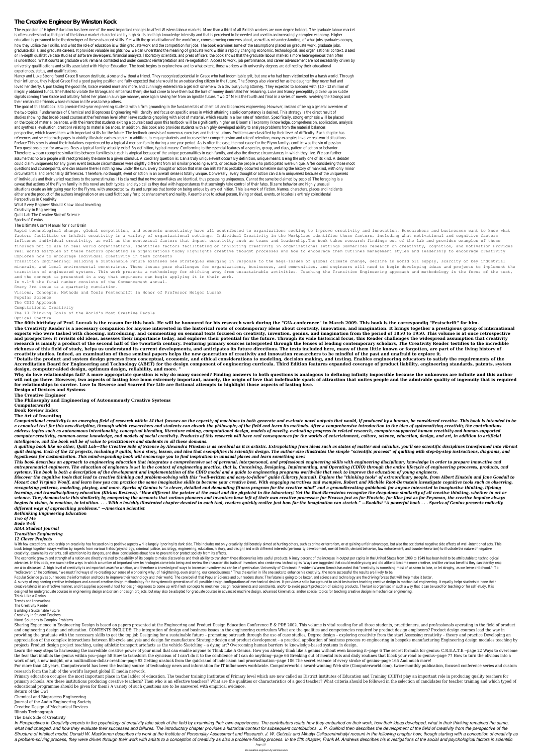## **The Creative Engineer By Winston Kock**

The expansion of Higher Education has been one of the most important changes to affect Western labour markets. More than a third of all British workers are now degree holders. The graduate labour market is often understood as that part of the labour market characterized by high skills and high knowledge intensity and that is perceived to be needed and used in an increasingly complex economy. Higher education is presumed to be the developer of these advanced skills. Yet with the graduatisation of the workforce, comes growing concerns about, as well as misunderstanding, of what jobs graduates occupy, how they utilise their skills, and what the role of education is within graduate work and the competition for jobs. The book examines some of the assumptions placed on graduate work, graduate jobs, graduate skills, and graduate careers. It provides valuable insights how we can understand the meaning of graduate work within a rapidly changing economic, technological, and organizational context. Based on in-depth qualitative case studies of software developers, financial analysts, laboratory scientists, and press officers, the book shows that the graduate labour market is more heterogeneous than often is understood. What counts as graduate work remains contested and under constant reinterpretation and re-negotiation. Access to work, job performance, and career advancement are not necessarily driven by university qualifications and skills associated with Higher Education. The book begins to explore how and to what extent, those workers with university degrees are defined by their educational experiences, status, and qualifications.

Nancy and Luke Strong found Grace Branson destitute, alone and without a friend. They recognized potential in Grace who had indomitable grit, but one who had been victimized by a harsh world. Through their influence, they helped Grace find a good paying position and fully expected that she would be an outstanding citizen in the future. The Strongs also viewed her as the daughter they never had and loved her dearly. Upon tasting the good life, Grace wanted more and more, and cunningly entered into a get rich scheme with a devious young attorney. They expected to abscond with \$10 - 12 million of illegally obtained funds. She hated to violate the Strongs and embarrass them; she had come to love them but the lure of money dominated her reasoning. Luke and Nancy perceptibly picked-up on subtle signals coming from Grace and astutely foiled her plans in a unique manner, once again saving her from an ignoble future. Two Of Me is the fourth and final in a series of novels involving the Strongs and their remarkable friends whose mission in life was to help others.

The goal of this textbook is to provide first-year engineering students with a firm grounding in the fundamentals of chemical and bioprocess engineering. However, instead of being a general overview of the two topics, Fundamentals of Chemical and Bioprocess Engineering will identify and focus on specific areas in which attaining a solid competency is desired. This strategy is the direct result of studies showing that broad-based courses at the freshman level often leave students grappling with a lot of material, which results in a low rate of retention. Specifically, strong emphasis will be placed on the topic of material balances, with the intent that students exiting a course based upon this textbook will be significantly higher on Bloom's Taxonomy (knowledge, comprehension, application, analysis and synthesis, evaluation, creation) relating to material balances. In addition, this book also provides students with a highly developed ability to analyze problems from the material balances perspective, which leaves them with important skills for the future. The textbook consists of numerous exercises and their solutions. Problems are classified by their level of difficulty. Each chapter has references and selected web pages to vividly illustrate each example. In addition, to engage students and increase their comprehension and rate of retention, many examples involve real-world situations. Preface This story is about the tribulations experienced by a typical American family during a one year period. As is often the case, the root cause for the Flynn familys conflict was the sin of passion Two questions plead for answers. Does a typical family actually exist? By definition, typical means: Conforming to the essential features of a species, group, and class, pattern of action or behavior. Therefore, we can recognize similarities between families but each is atypical because of the unique personalities in each family, and also the diverse circumstances in which they live. We can further assume that no two people will react precisely the same to a given stimulus. A corollary question is: Can a truly unique event occur? By definition, unique means: Being the only one of its kind. A debate could claim uniqueness for any given event because circumstances were slightly different from all similar preceding events, or because the people who participated were unique. After considering those moot questions and counterpoints, one can assume there is nothing new under the sun. Every thought or action that man can initiate has probably occurred sometime during the history of mankind, with only minor circumstantial and personality differences. Therefore, no thought, event or action in an overall sense is totally unique. Conversely, every thought or action can claim uniqueness because of the uniqueness of individuals and their varied reactions to the same stimulus. It is claimed that no two snowflakes are identical, thus possessing uniqueness. Cannot the same be claimed by people? The foregoing is a caveat that actions of the Flynn family in this novel are both typical and atypical as they deal with happenstances that seemingly take control of their fates. Bizarre behavior and highly unusual situations create an intriguing year for the Flynns, with unexpected twists and surprises that border on being unique by any definition. This is a work of fiction. Names, characters, places and incidents either are the product of the authors imagination or are used fictitiously for plot enhancement and reality. Resemblance to actual person, living or dead, events, or locales is entirely coincidenta Perspectives in Creativity

Computational creativity is an emerging field of research within AI that focuses on the capacity of machines to both generate and evaluate novel outputs that would, if produced by a human, be considered creative. This book a canonical text for this new discipline, through which researchers and students can absorb the philosophy of the field and learn its methods. After a comprehensive introduction to the idea of systematizing creativity the address topics such as autonomous intentionality, conceptual blending, literature mining, computational design, models of novelty, evaluating progress in related research, computer-supported human creativity and human-supp computer creativity, common-sense knowledge, and models of social creativity. Products of this research will have real consequences for the worlds of entertainment, culture, science, education, design, and art, in addition *intelligence, and the book will be of value to practitioners and students in all these domains.*

What Every Engineer Should Know about Inventing Creativity in Engineering Quilt Lab-The Creative Side of Science Sparks of Genius

A quilting book like no other, Quilt Lab—The Creative Side of Science by Alexandra Winston is as cerebral as it is artistic. Extrapolating from ideas such as states of matter and calculus, you'll see scientific disciplines quilt designs. Each of the 12 projects, including 9 quilts, has a story, lesson, and idea that exemplifies its scientific design. The author also illustrates the simple "scientific process" of quilting with step-by-step in *hypotheses for customization. This mind-expanding book will encourage you to find inspiration in unusual places and learn something new!*

## The Ultimate User's Manual for Your Brain

This book describes an approach to engineering education that integrates a comprehensive set of personal, interpersonal, and professional engineering skills with engineering disciplinary knowledge in order to prepare innov entrepreneurial engineers. The education of engineers is set in the context of engineering practice, that is, Conceiving, Designing, Implementing, and Operating (CDIO) through the entire lifecycle of engineering processes, *systems. The book is both a description of the development and implementation of the CDIO model and a guide to engineering programs worldwide that seek to improve the education of young engineers.*

Rapid technological change, global competition, and economic uncertainty have all contributed to organizations seeking to improve creativity and innovation. Researchers and businesses want to know what factors facilitate or inhibit creativity in a variety of organizational settings. Individual Creativity in the Workplace identifies those factors, including what motivational and cognitive factors influence individual creativity, as well as the contextual factors that impact creativity such as teams and leadership.The book takes research findings out of the lab and provides examples of these findings put to use in real world organizations. Identifies factors facilitating or inhibiting creativity in organizational settings Summarizes research on creativity, cognition, and motivation Provides real world examples of these factors operating in organizations today Highlights creative thought processes and how to encourage them Outlines management styles and leadership to encourage creativity Explores how to encourage individual creativity in team contexts

Discover the cognitive tools that lead to creative thinking and problem-solving with this "well-written and easy-to-follow" guide (Library Journal). Explore the "thinking tools" of extraordinary people, from Albert Einstei Mozart and Virginia Woolf, and learn how you can practice the same imaginative skills to become your creative best. With engaging narratives and examples, Robert and Michèle Root-Bernstein investigate cognitive tools such recognizing patterns, modeling, playing, and more. Sparks of Genius is "a clever, detailed and demanding fitness program for the creative mind" and a groundbreaking guidebook for anyone interested in imaginative thinking, learning, and transdisciplinary education (Kirkus Reviews). "How different the painter at the easel and the physicist in the laboratory! Yet the Root-Bernsteins recognize the deep-down similarity of all creative thinking, science. They demonstrate this similarity by comparina the accounts that various pioneers and inventors have left of their own creative processes: for Picasso just as for Einstein, for Klee just as for Feynman, the creativ begins in vision, in emotion, in intuition. . . . With a lavishly illustrated chapter devoted to each tool, readers quickly realize just how far the imagination can stretch." —Booklist "A powerful book . . . Sparks of Geni *different ways of approaching problems." —American Scientist*

Transition Engineering: Building a Sustainable Future examines new strategies emerging in response to the mega-issues of global climate change, decline in world oil supply, scarcity of key industrial minerals, and local environmental constraints. These issues pose challenges for organizations, businesses, and communities, and engineers will need to begin developing ideas and projects to implement the transition of engineered systems. This work presents a methodology for shifting away from unsustainable activities. Teaching the Transition Engineering approach and methodology is the focus of the text, and the concept is presented in a way that engineers can begin applying it in their work.

With few exceptions, scholarship on creativity has focused on its positive aspects while largely ignoring its dark side. This includes not only creativity deliberately aimed at hurting others, such as crime or terrorism, o book brings together essays written by experts from various fields (psychology, criminal justice, sociology, engineering, education, history, and design) and with different interests (personality development, mental health creativity, examine its variants, call attention to its dangers, and draw conclusions about how to prevent it or protect society from its effects.

In v.1-8 the final number consists of the Commencement annual.

Every 3rd issue is a quarterly cumulation. Visions, Concepts, Methods and Tools Festschrift in Honor of Professor Holger Luczak Popular Science The CDIO Approach Computational Creativity The 13 Thinking Tools of the World's Most Creative People Optical Spectra

**The 60th birthday of Prof. Luczak is the reason for this book. He will be honoured for his research work during the "GfA-confernece" in March 2009. This book is the correspondig "Festschrift" for him.**

The economic growth and strength of a nation are directly related to the ability of its people to make discoveries and their ability to transform these discoveries into useful products. Ninety percent of the increase in ou advances. In this book, we examine the ways in which a number of important new technologies came into being and review the characteristic traits of inventors who create new technologies. Ways are suggested that could enabl are also discussed. A high level of creativity is an important asset for a nation, and therefore a knowledge of ways to increase inventiveness can be of great value. University of Cincinnati President Warren Bennis has not "rediscover it," he continues, "we must find ways of re-creating our sense of wondering why, of heightening, even altering, our consciousness." Thus the earlier in life one seeks to enhance his creativity, the more success Popular Science gives our readers the information and tools to improve their technology and their world. The core belief that Popular Science and our readers share: The future is going to be better, and science and technol A survey of engineering creative techniques and a novel creative design methodology for the systematic generation of all possible design configurations of mechanical devices. It provides a solid background to assist instru creative talents in an effective manner, and it supplies a powerful tool for design engineers to come up with fresh concepts to meet new design requirements and constraints, and/or to avoid patent protection of existing pr designed for undergraduate courses in engineering design and/or senior design projects, but may also be adopted for graduate courses in advanced machine design, advanced kinematics, and/or special topics for teaching creat Think Like a Genius

**The Creativity Reader is a necessary companion for anyone interested in the historical roots of contemporary ideas about creativity, innovation, and imagination. It brings together a prestigious group of international experts who were tasked with choosing, introducing, and commenting on seminal texts focused on creativity, invention, genius, and imagination from the period of 1850 to 1950. This volume is at once retrospective and prospective: it revisits old ideas, assesses their importance today, and explores their potential for the future. Through its wide historical focus, this Reader challenges the widespread assumption that creativity research is mainly a product of the second half of the twentieth century. Featuring primary sources interpreted through the lenses of leading contemporary scholars, The Creativity Reader testifies to the incredible richness of this field of study, helps us understand its current developments, and anticipates its future directions. The texts included here, many of them little known or forgotten, are part of the living history of creativity studies. Indeed, an examination of these seminal papers helps the new generation of creativity and innovation researchers to be mindful of the past and unafraid to explore it.**

Sharing Experience in Engineering Design is based on papers presented at the Engineering and Product Design Education Conference E & PDE 2002. This volume is vital reading for all those students, practitioners, and profess and engineering design and education. CONTENTS INCLUDE: The integration of design and business issues in the engineering curriculum What are the qualities and competencies required by product design employers? Product desi providing the graduate with the necessary skills to get the top job Designing for a sustainable future - promoting outreach through the use of case studies; Degree design - exploring creativity from the start Assessing cre appreciation of the complex interactions between life-cycle analysis and design for manufacture Strategic design and product development – a practical application of business process re engineering in bespoke manufacturing projects Product design project teaching, using athletic transport artefacts as the vehicle Sketching – a dying art? Overcoming human barriers to knowledge-based systems in design.

Learn the easy steps to harnessing the incredible creative power of your mind that can enable anyone to Think Like A Genius. How you already think like a genius without even knowing it--page 6 The secret formula for genius the fear that inhibits the genius within you--page 58 How to transform the cynicism of I can't do it to the confidence of I can do anything--page 66 Breaking out of mental ruts and daily routines that block your road to ge work of art, a new insight, or a multimillion-dollar creation--page 92 Getting unstuck from the quicksand of indecision and procrastination--page 106 The secret essence of every stroke of genius--page 165 And much more!

**"Details the product and system design process from conceptual, economic, and ethical considerations to modeling, decision making, and testing. Enables engineering educators to satisfy the requirements of the Accreditation Board for Engineering and Technology (ABET) for the design component of engineering curricula. Third Edition features expanded coverage of product liability, engineering standards, patents, system design, computer-aided design, optimum design, reliability, and more. "**

For more than 40 years, Computerworld has been the leading source of technology news and information for IT influencers worldwide. Computerworld's award-winning Web site (Computerworld.com), twice-monthly publication, focu research form the hub of the world's largest global IT media network.

Primary education occupies the most important place in the ladder of education. The teacher training Institutes of Primary level which are now called as District Institutes of Education and Training (DIETs) play an importa primary schools. Are these institutions producing creative teachers? Then who is an effective teachers? What are the qualities or characteristics of a good teacher? What criteria should be followed in the selection of cand educational programme should be given for them? A variety of such questions are to be answered with empirical evidence.

**Why do love relationships fail? A more appropriate question is why do many succeed? Finding answers to both questions is analogous to defining infinity impossible because the unknowns are infinite and this author** will not go there. However, two aspects of lasting love loom extremely important, namely, the origin of love that indefinable spark of attraction that unites people and the admirable quality of ingenuity that is required **for relationships to survive. Love In Reverse and Scarred For Life are fictional attempts to highlight those aspects of lasting love.**

**Design of Devices and Systems**

**The Creative Engineer**

**The Philosophy and Engineering of Autonomously Creative Systems**

**Computerworld**

**Book Review Index**

**The Art of Inventing**

*Rethinking Engineering Education Two of Me Bode Well AIAA Student Journal Transition Engineering*

## *12 Clever Projects*

Trends and Innovations

The Creativity Reader

Building a Sustainable Future

Creativity in Student Teachers

Novel Solutions to Complex Problems

Return of the Owl

Chemical and Bioprocess Engineering

Journal of the Audio Engineering Society

Creative Design of Mechanical Devices

Illinois Technograph

The Dark Side of Creativity

In Perspectives in Creativity experts in the psychology of creativity take stock of the field by examining their own experiences. The contributors relate how they embarked on their work, how their ideas developed, what in what had changed, and how they evaluate their successes and failures. The introductory chapter provides a historical context for subsequent contributions. J. P. Guilford then describes the development of the field of creat Structure of Intellect model. Donald W. MacKinnon describes his work at the Institute of Personality Assessment and Research. J. W. Getzels and Mihalyi Csikszentmihalyi recount in the following chapter how, though starting a problem-solving process, they were driven through their work with artists to a conception of creativity as also a problem-finding process. In the fifth chapter, Frank M. Andrews describes his investigations of the social